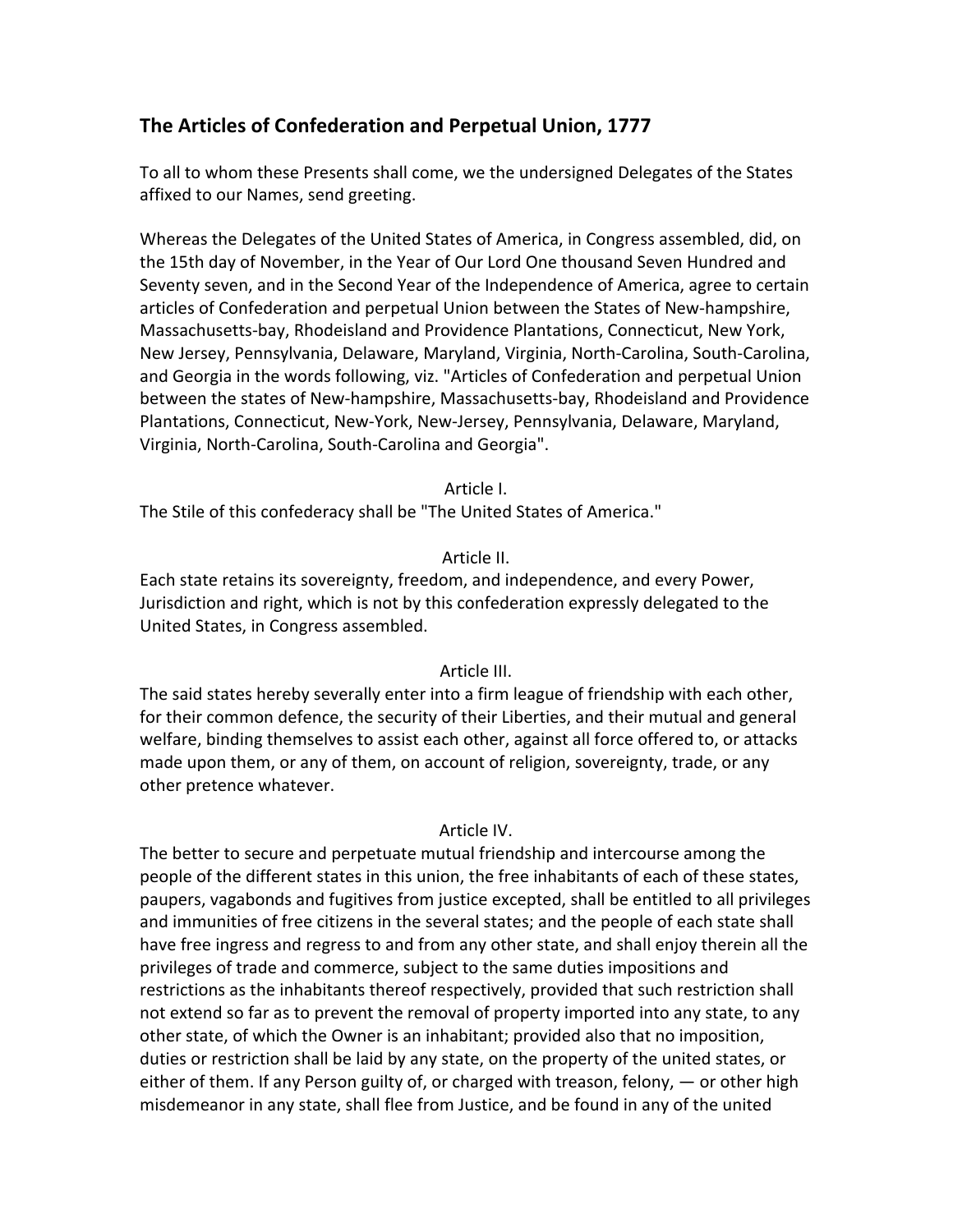## The Articles of Confederation and Perpetual Union, 1777

To all to whom these Presents shall come, we the undersigned Delegates of the States affixed to our Names, send greeting.

Whereas the Delegates of the United States of America, in Congress assembled, did, on the 15th day of November, in the Year of Our Lord One thousand Seven Hundred and Seventy seven, and in the Second Year of the Independence of America, agree to certain articles of Confederation and perpetual Union between the States of New-hampshire, Massachusetts-bay, Rhodeisland and Providence Plantations, Connecticut, New York, New Jersey, Pennsylvania, Delaware, Maryland, Virginia, North-Carolina, South-Carolina, and Georgia in the words following, viz. "Articles of Confederation and perpetual Union between the states of New-hampshire, Massachusetts-bay, Rhodeisland and Providence Plantations, Connecticut, New-York, New-Jersey, Pennsylvania, Delaware, Maryland, Virginia, North-Carolina, South-Carolina and Georgia".

Article I.

The Stile of this confederacy shall be "The United States of America."

Article II.

Each state retains its sovereignty, freedom, and independence, and every Power, Jurisdiction and right, which is not by this confederation expressly delegated to the United States, in Congress assembled.

Article III.

The said states hereby severally enter into a firm league of friendship with each other, for their common defence, the security of their Liberties, and their mutual and general welfare, binding themselves to assist each other, against all force offered to, or attacks made upon them, or any of them, on account of religion, sovereignty, trade, or any other pretence whatever.

Article IV.

The better to secure and perpetuate mutual friendship and intercourse among the people of the different states in this union, the free inhabitants of each of these states, paupers, vagabonds and fugitives from justice excepted, shall be entitled to all privileges and immunities of free citizens in the several states; and the people of each state shall have free ingress and regress to and from any other state, and shall enjoy therein all the privileges of trade and commerce, subject to the same duties impositions and restrictions as the inhabitants thereof respectively, provided that such restriction shall not extend so far as to prevent the removal of property imported into any state, to any other state, of which the Owner is an inhabitant; provided also that no imposition, duties or restriction shall be laid by any state, on the property of the united states, or either of them. If any Person guilty of, or charged with treason, felony, — or other high misdemeanor in any state, shall flee from Justice, and be found in any of the united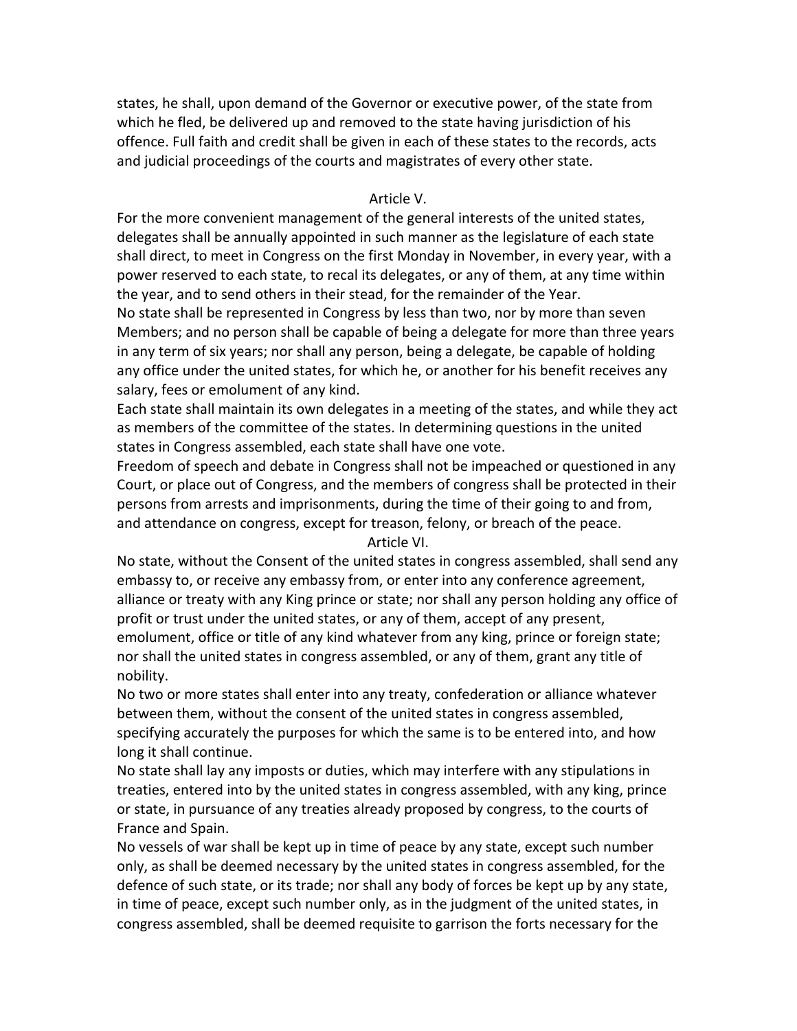states, he shall, upon demand of the Governor or executive power, of the state from which he fled, be delivered up and removed to the state having jurisdiction of his offence. Full faith and credit shall be given in each of these states to the records, acts and judicial proceedings of the courts and magistrates of every other state.

## Article V.

For the more convenient management of the general interests of the united states, delegates shall be annually appointed in such manner as the legislature of each state shall direct, to meet in Congress on the first Monday in November, in every year, with a power reserved to each state, to recal its delegates, or any of them, at any time within the year, and to send others in their stead, for the remainder of the Year.

No state shall be represented in Congress by less than two, nor by more than seven Members; and no person shall be capable of being a delegate for more than three years in any term of six years; nor shall any person, being a delegate, be capable of holding any office under the united states, for which he, or another for his benefit receives any salary, fees or emolument of any kind.

Each state shall maintain its own delegates in a meeting of the states, and while they act as members of the committee of the states. In determining questions in the united states in Congress assembled, each state shall have one vote.

Freedom of speech and debate in Congress shall not be impeached or questioned in any Court, or place out of Congress, and the members of congress shall be protected in their persons from arrests and imprisonments, during the time of their going to and from, and attendance on congress, except for treason, felony, or breach of the peace.

## Article VI.

No state, without the Consent of the united states in congress assembled, shall send any embassy to, or receive any embassy from, or enter into any conference agreement, alliance or treaty with any King prince or state; nor shall any person holding any office of profit or trust under the united states, or any of them, accept of any present, emolument, office or title of any kind whatever from any king, prince or foreign state; nor shall the united states in congress assembled, or any of them, grant any title of nobility.

No two or more states shall enter into any treaty, confederation or alliance whatever between them, without the consent of the united states in congress assembled, specifying accurately the purposes for which the same is to be entered into, and how long it shall continue.

No state shall lay any imposts or duties, which may interfere with any stipulations in treaties, entered into by the united states in congress assembled, with any king, prince or state, in pursuance of any treaties already proposed by congress, to the courts of France and Spain.

No vessels of war shall be kept up in time of peace by any state, except such number only, as shall be deemed necessary by the united states in congress assembled, for the defence of such state, or its trade; nor shall any body of forces be kept up by any state, in time of peace, except such number only, as in the judgment of the united states, in congress assembled, shall be deemed requisite to garrison the forts necessary for the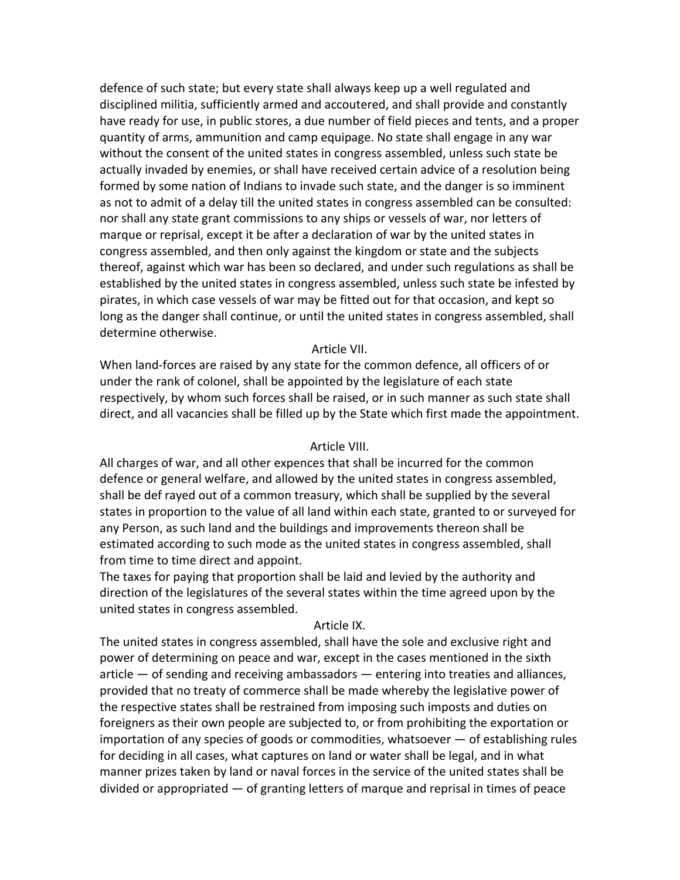defence of such state; but every state shall always keep up a well regulated and disciplined militia, sufficiently armed and accoutered, and shall provide and constantly have ready for use, in public stores, a due number of field pieces and tents, and a proper quantity of arms, ammunition and camp equipage. No state shall engage in any war without the consent of the united states in congress assembled, unless such state be actually invaded by enemies, or shall have received certain advice of a resolution being formed by some nation of Indians to invade such state, and the danger is so imminent as not to admit of a delay till the united states in congress assembled can be consulted: nor shall any state grant commissions to any ships or vessels of war, nor letters of marque or reprisal, except it be after a declaration of war by the united states in congress assembled, and then only against the kingdom or state and the subjects thereof, against which war has been so declared, and under such regulations as shall be established by the united states in congress assembled, unless such state be infested by pirates, in which case vessels of war may be fitted out for that occasion, and kept so long as the danger shall continue, or until the united states in congress assembled, shall determine otherwise.

## Article VII.

When land-forces are raised by any state for the common defence, all officers of or under the rank of colonel, shall be appointed by the legislature of each state respectively, by whom such forces shall be raised, or in such manner as such state shall direct, and all vacancies shall be filled up by the State which first made the appointment.

## Article VIII.

All charges of war, and all other expences that shall be incurred for the common defence or general welfare, and allowed by the united states in congress assembled, shall be def rayed out of a common treasury, which shall be supplied by the several states in proportion to the value of all land within each state, granted to or surveyed for any Person, as such land and the buildings and improvements thereon shall be estimated according to such mode as the united states in congress assembled, shall from time to time direct and appoint.

The taxes for paying that proportion shall be laid and levied by the authority and direction of the legislatures of the several states within the time agreed upon by the united states in congress assembled.

## Article IX.

The united states in congress assembled, shall have the sole and exclusive right and power of determining on peace and war, except in the cases mentioned in the sixth article — of sending and receiving ambassadors — entering into treaties and alliances, provided that no treaty of commerce shall be made whereby the legislative power of the respective states shall be restrained from imposing such imposts and duties on foreigners as their own people are subjected to, or from prohibiting the exportation or importation of any species of goods or commodities, whatsoever — of establishing rules for deciding in all cases, what captures on land or water shall be legal, and in what manner prizes taken by land or naval forces in the service of the united states shall be divided or appropriated — of granting letters of marque and reprisal in times of peace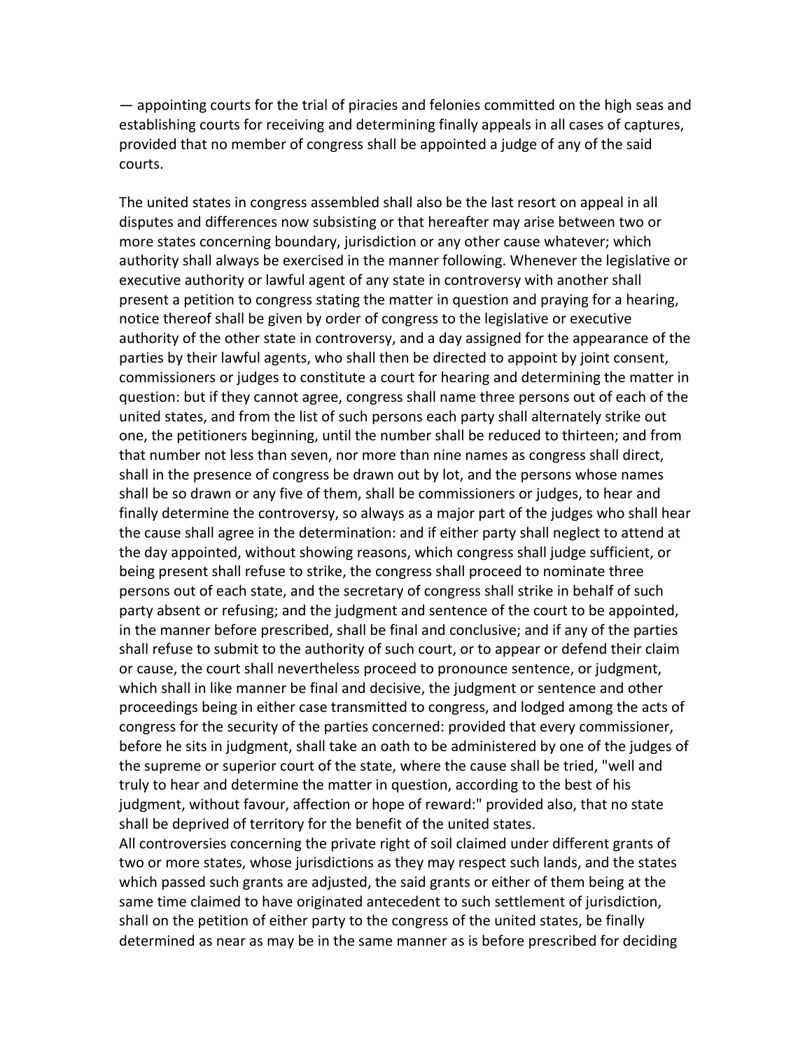— appointing courts for the trial of piracies and felonies committed on the high seas and establishing courts for receiving and determining finally appeals in all cases of captures, provided that no member of congress shall be appointed a judge of any of the said courts.

The united states in congress assembled shall also be the last resort on appeal in all disputes and differences now subsisting or that hereafter may arise between two or more states concerning boundary, jurisdiction or any other cause whatever; which authority shall always be exercised in the manner following. Whenever the legislative or executive authority or lawful agent of any state in controversy with another shall present a petition to congress stating the matter in question and praying for a hearing, notice thereof shall be given by order of congress to the legislative or executive authority of the other state in controversy, and a day assigned for the appearance of the parties by their lawful agents, who shall then be directed to appoint by joint consent, commissioners or judges to constitute a court for hearing and determining the matter in question: but if they cannot agree, congress shall name three persons out of each of the united states, and from the list of such persons each party shall alternately strike out one, the petitioners beginning, until the number shall be reduced to thirteen; and from that number not less than seven, nor more than nine names as congress shall direct, shall in the presence of congress be drawn out by lot, and the persons whose names shall be so drawn or any five of them, shall be commissioners or judges, to hear and finally determine the controversy, so always as a major part of the judges who shall hear the cause shall agree in the determination: and if either party shall neglect to attend at the day appointed, without showing reasons, which congress shall judge sufficient, or being present shall refuse to strike, the congress shall proceed to nominate three persons out of each state, and the secretary of congress shall strike in behalf of such party absent or refusing; and the judgment and sentence of the court to be appointed, in the manner before prescribed, shall be final and conclusive; and if any of the parties shall refuse to submit to the authority of such court, or to appear or defend their claim or cause, the court shall nevertheless proceed to pronounce sentence, or judgment, which shall in like manner be final and decisive, the judgment or sentence and other proceedings being in either case transmitted to congress, and lodged among the acts of congress for the security of the parties concerned: provided that every commissioner, before he sits in judgment, shall take an oath to be administered by one of the judges of the supreme or superior court of the state, where the cause shall be tried, "well and truly to hear and determine the matter in question, according to the best of his judgment, without favour, affection or hope of reward:" provided also, that no state shall be deprived of territory for the benefit of the united states.

All controversies concerning the private right of soil claimed under different grants of two or more states, whose jurisdictions as they may respect such lands, and the states which passed such grants are adjusted, the said grants or either of them being at the same time claimed to have originated antecedent to such settlement of jurisdiction, shall on the petition of either party to the congress of the united states, be finally determined as near as may be in the same manner as is before prescribed for deciding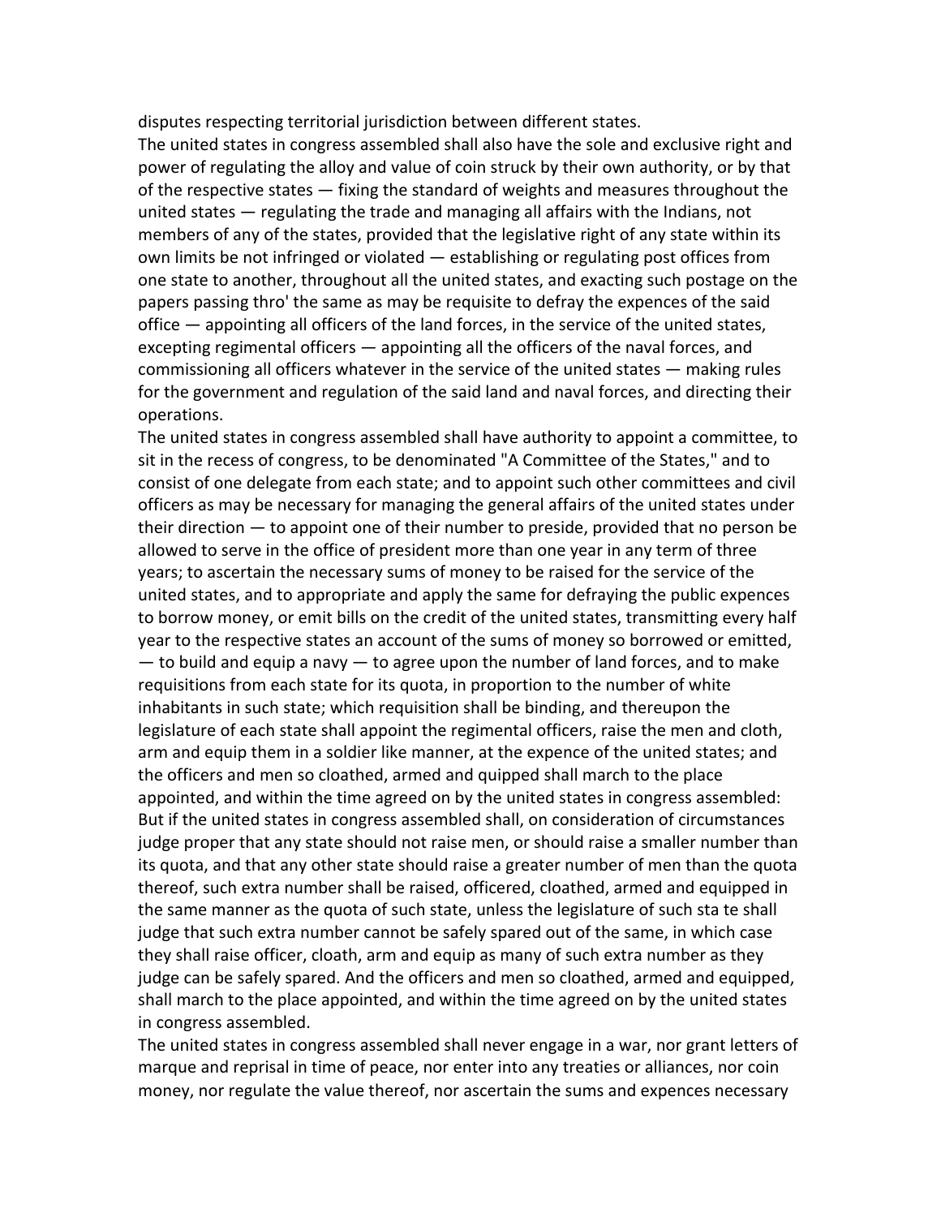disputes respecting territorial jurisdiction between different states.

The united states in congress assembled shall also have the sole and exclusive right and power of regulating the alloy and value of coin struck by their own authority, or by that of the respective states — fixing the standard of weights and measures throughout the united states — regulating the trade and managing all affairs with the Indians, not members of any of the states, provided that the legislative right of any state within its own limits be not infringed or violated — establishing or regulating post offices from one state to another, throughout all the united states, and exacting such postage on the papers passing thro' the same as may be requisite to defray the expences of the said office — appointing all officers of the land forces, in the service of the united states, excepting regimental officers — appointing all the officers of the naval forces, and commissioning all officers whatever in the service of the united states — making rules for the government and regulation of the said land and naval forces, and directing their operations.

The united states in congress assembled shall have authority to appoint a committee, to sit in the recess of congress, to be denominated "A Committee of the States," and to consist of one delegate from each state; and to appoint such other committees and civil officers as may be necessary for managing the general affairs of the united states under their direction — to appoint one of their number to preside, provided that no person be allowed to serve in the office of president more than one year in any term of three years; to ascertain the necessary sums of money to be raised for the service of the united states, and to appropriate and apply the same for defraying the public expences to borrow money, or emit bills on the credit of the united states, transmitting every half year to the respective states an account of the sums of money so borrowed or emitted, — to build and equip a navy — to agree upon the number of land forces, and to make requisitions from each state for its quota, in proportion to the number of white inhabitants in such state; which requisition shall be binding, and thereupon the legislature of each state shall appoint the regimental officers, raise the men and cloth, arm and equip them in a soldier like manner, at the expence of the united states; and the officers and men so cloathed, armed and quipped shall march to the place appointed, and within the time agreed on by the united states in congress assembled: But if the united states in congress assembled shall, on consideration of circumstances judge proper that any state should not raise men, or should raise a smaller number than its quota, and that any other state should raise a greater number of men than the quota thereof, such extra number shall be raised, officered, cloathed, armed and equipped in the same manner as the quota of such state, unless the legislature of such sta te shall judge that such extra number cannot be safely spared out of the same, in which case they shall raise officer, cloath, arm and equip as many of such extra number as they judge can be safely spared. And the officers and men so cloathed, armed and equipped, shall march to the place appointed, and within the time agreed on by the united states in congress assembled.

The united states in congress assembled shall never engage in a war, nor grant letters of marque and reprisal in time of peace, nor enter into any treaties or alliances, nor coin money, nor regulate the value thereof, nor ascertain the sums and expences necessary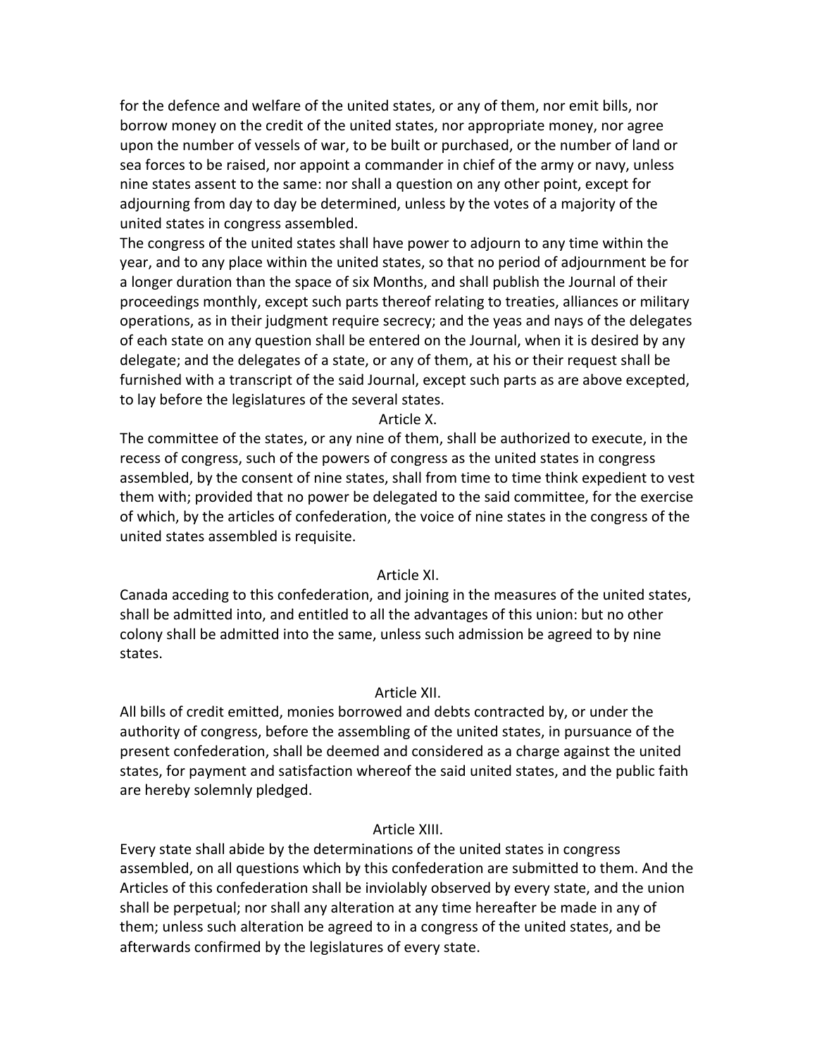for the defence and welfare of the united states, or any of them, nor emit bills, nor borrow money on the credit of the united states, nor appropriate money, nor agree upon the number of vessels of war, to be built or purchased, or the number of land or sea forces to be raised, nor appoint a commander in chief of the army or navy, unless nine states assent to the same: nor shall a question on any other point, except for adjourning from day to day be determined, unless by the votes of a majority of the united states in congress assembled.

The congress of the united states shall have power to adjourn to any time within the year, and to any place within the united states, so that no period of adjournment be for a longer duration than the space of six Months, and shall publish the Journal of their proceedings monthly, except such parts thereof relating to treaties, alliances or military operations, as in their judgment require secrecy; and the yeas and nays of the delegates of each state on any question shall be entered on the Journal, when it is desired by any delegate; and the delegates of a state, or any of them, at his or their request shall be furnished with a transcript of the said Journal, except such parts as are above excepted, to lay before the legislatures of the several states.

## Article X.

The committee of the states, or any nine of them, shall be authorized to execute, in the recess of congress, such of the powers of congress as the united states in congress assembled, by the consent of nine states, shall from time to time think expedient to vest them with; provided that no power be delegated to the said committee, for the exercise of which, by the articles of confederation, the voice of nine states in the congress of the united states assembled is requisite.

## Article XI.

Canada acceding to this confederation, and joining in the measures of the united states, shall be admitted into, and entitled to all the advantages of this union: but no other colony shall be admitted into the same, unless such admission be agreed to by nine states.

## Article XII.

All bills of credit emitted, monies borrowed and debts contracted by, or under the authority of congress, before the assembling of the united states, in pursuance of the present confederation, shall be deemed and considered as a charge against the united states, for payment and satisfaction whereof the said united states, and the public faith are hereby solemnly pledged.

## Article XIII.

Every state shall abide by the determinations of the united states in congress assembled, on all questions which by this confederation are submitted to them. And the Articles of this confederation shall be inviolably observed by every state, and the union shall be perpetual; nor shall any alteration at any time hereafter be made in any of them; unless such alteration be agreed to in a congress of the united states, and be afterwards confirmed by the legislatures of every state.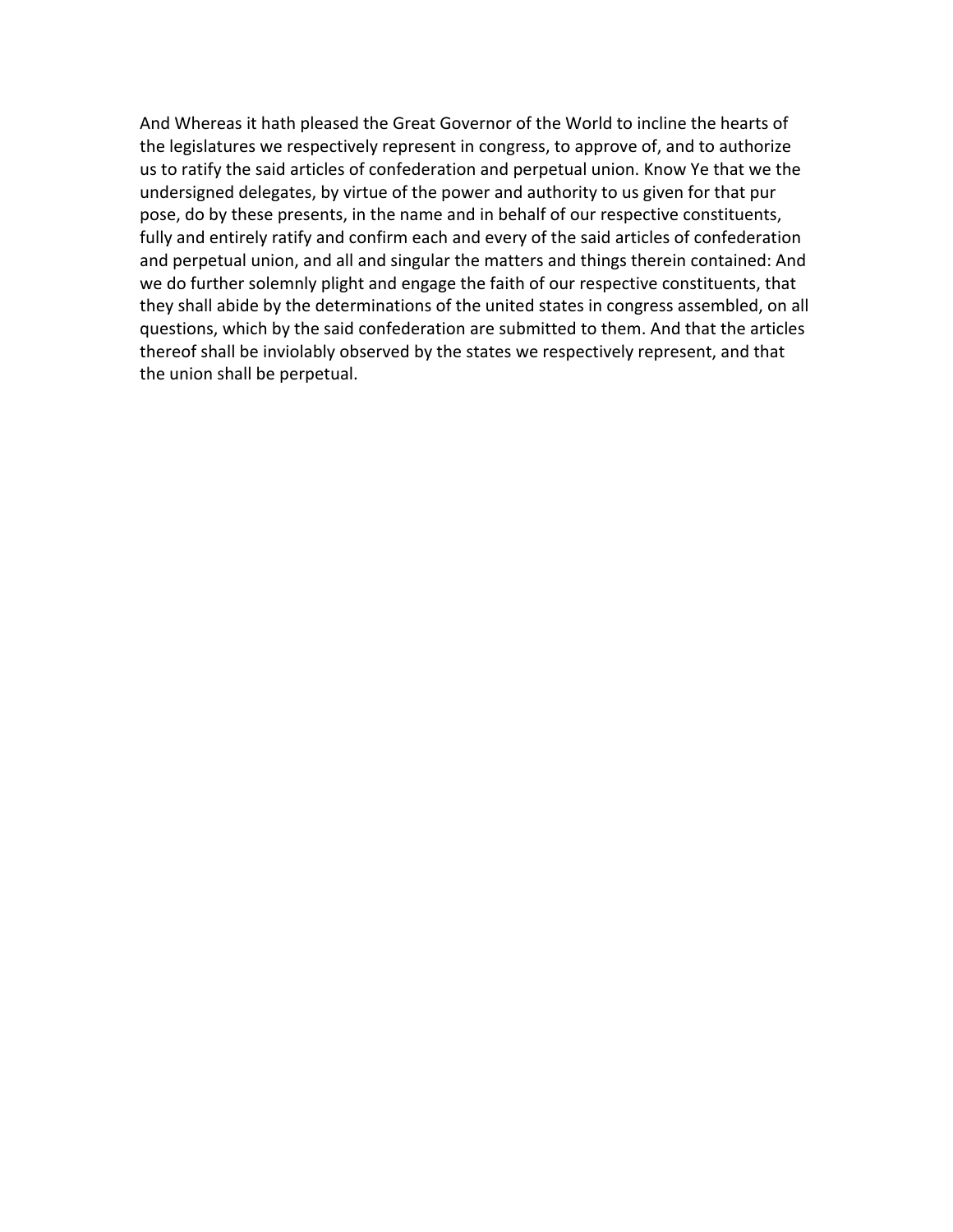And Whereas it hath pleased the Great Governor of the World to incline the hearts of the legislatures we respectively represent in congress, to approve of, and to authorize us to ratify the said articles of confederation and perpetual union. Know Ye that we the undersigned delegates, by virtue of the power and authority to us given for that pur pose, do by these presents, in the name and in behalf of our respective constituents, fully and entirely ratify and confirm each and every of the said articles of confederation and perpetual union, and all and singular the matters and things therein contained: And we do further solemnly plight and engage the faith of our respective constituents, that they shall abide by the determinations of the united states in congress assembled, on all questions, which by the said confederation are submitted to them. And that the articles thereof shall be inviolably observed by the states we respectively represent, and that the union shall be perpetual.